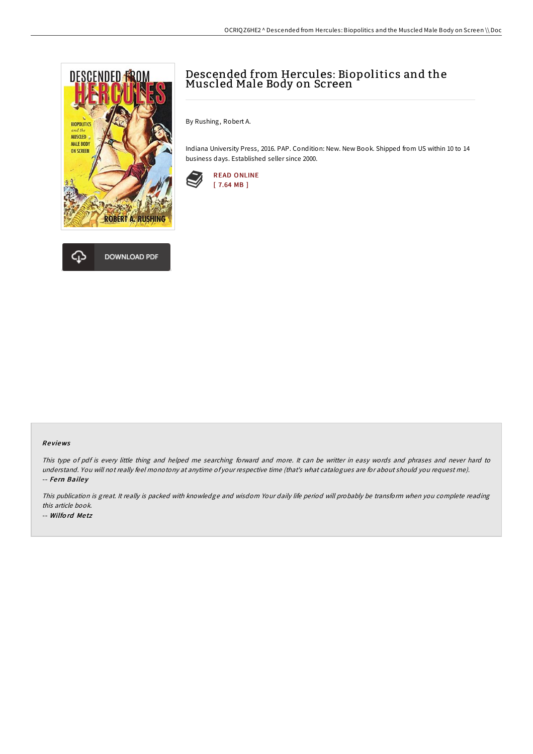# Descended from Hercules: Biopolitics and the Muscled Male Body on Screen

By Rushing, Robert A.

Indiana University Press, 2016. PAP. Condition: New. New Book. Shipped from US within 10 to 14 business days. Established seller since 2000.

READ ONLINE
[ 7.64 MB ]

DOWNLOAD PDF

### Reviews

*This type of pdf is every little thing and helped me searching forward and more. It can be writter in easy words and phrases and never hard to understand. You will not really feel monotony at anytime of your respective time (that's what catalogues are for about should you request me).*
-- ***Fern Bailey***

*This publication is great. It really is packed with knowledge and wisdom Your daily life period will probably be transform when you complete reading this article book.*
-- ***Wilford Metz***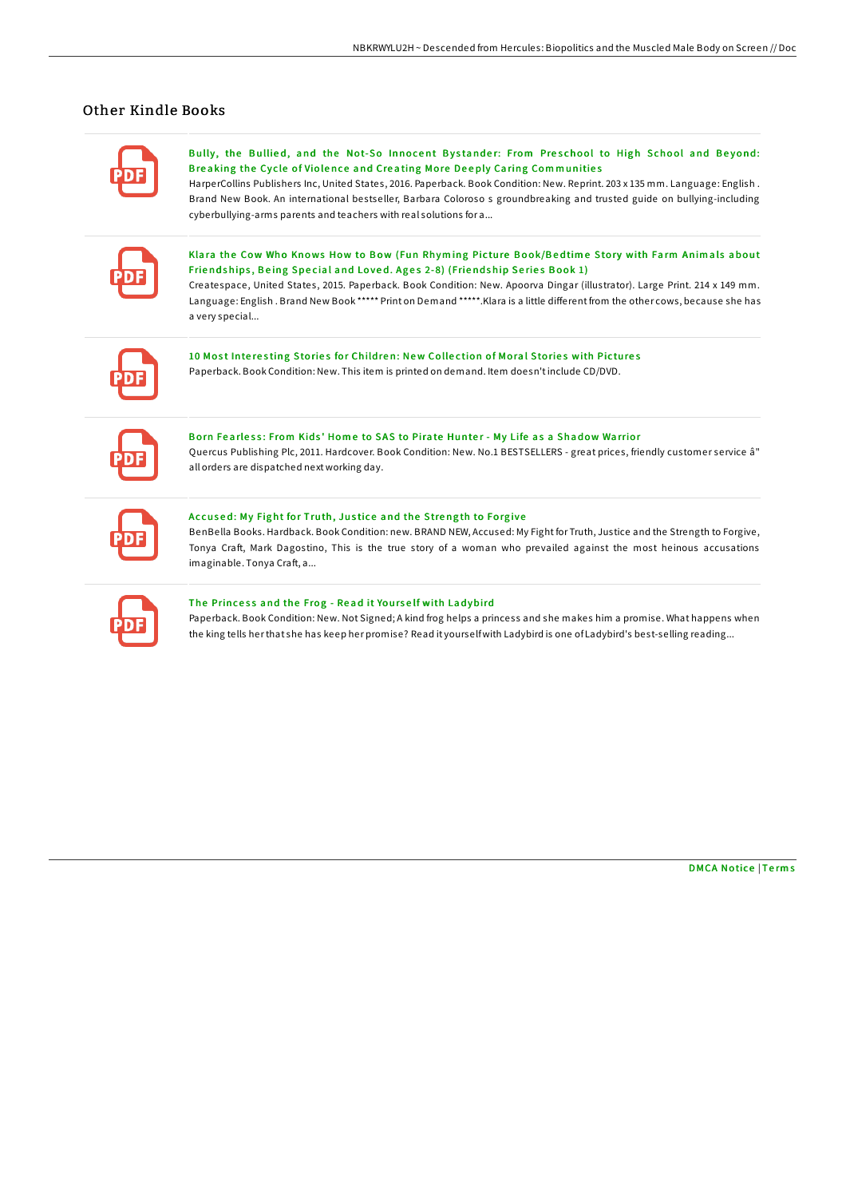## Other Kindle Books

**Bully, the Bullied, and the Not-So Innocent Bystander: From Preschool to High School and Beyond: Breaking the Cycle of Violence and Creating More Deeply Caring Communities**

HarperCollins Publishers Inc, United States, 2016. Paperback. Book Condition: New. Reprint. 203 x 135 mm. Language: English . Brand New Book. An international bestseller, Barbara Coloroso s groundbreaking and trusted guide on bullying-including cyberbullying-arms parents and teachers with real solutions for a...

**Klara the Cow Who Knows How to Bow (Fun Rhyming Picture Book/Bedtime Story with Farm Animals about Friendships, Being Special and Loved. Ages 2-8) (Friendship Series Book 1)**

Createspace, United States, 2015. Paperback. Book Condition: New. Apoorva Dingar (illustrator). Large Print. 214 x 149 mm. Language: English . Brand New Book ***** Print on Demand *****.Klara is a little different from the other cows, because she has a very special...

**10 Most Interesting Stories for Children: New Collection of Moral Stories with Pictures**

Paperback. Book Condition: New. This item is printed on demand. Item doesn't include CD/DVD.

**Born Fearless: From Kids' Home to SAS to Pirate Hunter - My Life as a Shadow Warrior**

Quercus Publishing Plc, 2011. Hardcover. Book Condition: New. No.1 BESTSELLERS - great prices, friendly customer service â" all orders are dispatched next working day.

**Accused: My Fight for Truth, Justice and the Strength to Forgive**

BenBella Books. Hardback. Book Condition: new. BRAND NEW, Accused: My Fight for Truth, Justice and the Strength to Forgive, Tonya Craft, Mark Dagostino, This is the true story of a woman who prevailed against the most heinous accusations imaginable. Tonya Craft, a...

**The Princess and the Frog - Read it Yourself with Ladybird**

Paperback. Book Condition: New. Not Signed; A kind frog helps a princess and she makes him a promise. What happens when the king tells her that she has keep her promise? Read it yourself with Ladybird is one of Ladybird's best-selling reading...